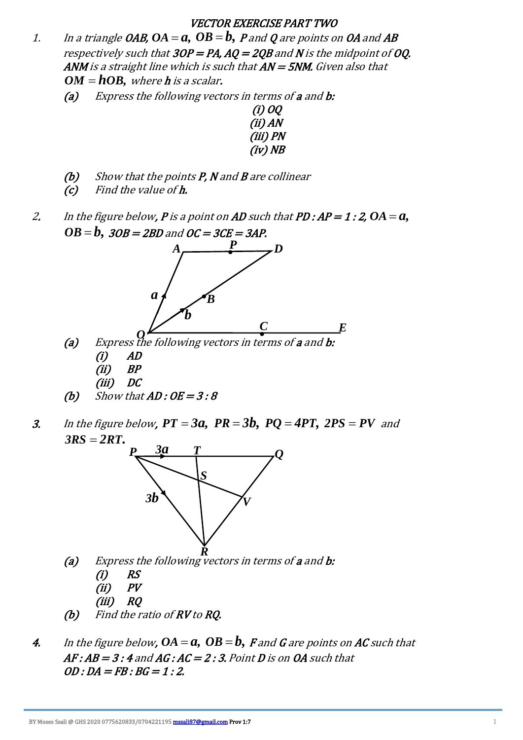# *VECTOR EXERCISE PART TWO*

1. *In a triangle **OAB**, $\mathbf{OA} = \mathbf{a}$, $\mathbf{OB} = \mathbf{b}$, **P** and **Q** are points on **OA** and **AB** respectively such that **3OP = PA, AQ = 2QB** and **N** is the midpoint of **OQ**. **ANM** is a straight line which is such that **AN = 5NM**. Given also that $\mathbf{OM} = h\mathbf{OB}$, where **h** is a scalar.*
   - **(a)** *Express the following vectors in terms of **a** and **b**:*
     - *(i) OQ*
     - *(ii) AN*
     - *(iii) PN*
     - *(iv) NB*
   - **(b)** *Show that the points **P, N** and **B** are collinear*
   - **(c)** *Find the value of **h**.*

2. *In the figure below, **P** is a point on **AD** such that **PD : AP = 1 : 2**, $\mathbf{OA} = \mathbf{a}$, $\mathbf{OB} = \mathbf{b}$, **3OB = 2BD** and **OC = 3CE = 3AP**.*
   - **(a)** *Express the following vectors in terms of **a** and **b**:*
     - *(i) AD*
     - *(ii) BP*
     - *(iii) DC*
   - **(b)** *Show that **AD : OE = 3 : 8***

3. *In the figure below, $\mathbf{PT} = 3\mathbf{a}$, $\mathbf{PR} = 3\mathbf{b}$, $\mathbf{PQ} = 4\mathbf{PT}$, $2\mathbf{PS} = \mathbf{PV}$ and $3\mathbf{RS} = 2\mathbf{RT}$.*
   - **(a)** *Express the following vectors in terms of **a** and **b**:*
     - *(i) RS*
     - *(ii) PV*
     - *(iii) RQ*
   - **(b)** *Find the ratio of **RV** to **RQ**.*

4. *In the figure below, $\mathbf{OA} = \mathbf{a}$, $\mathbf{OB} = \mathbf{b}$, **F** and **G** are points on **AC** such that **AF : AB = 3 : 4** and **AG : AC = 2 : 3**. Point **D** is on **OA** such that **OD : DA = FB : BG = 1 : 2**.*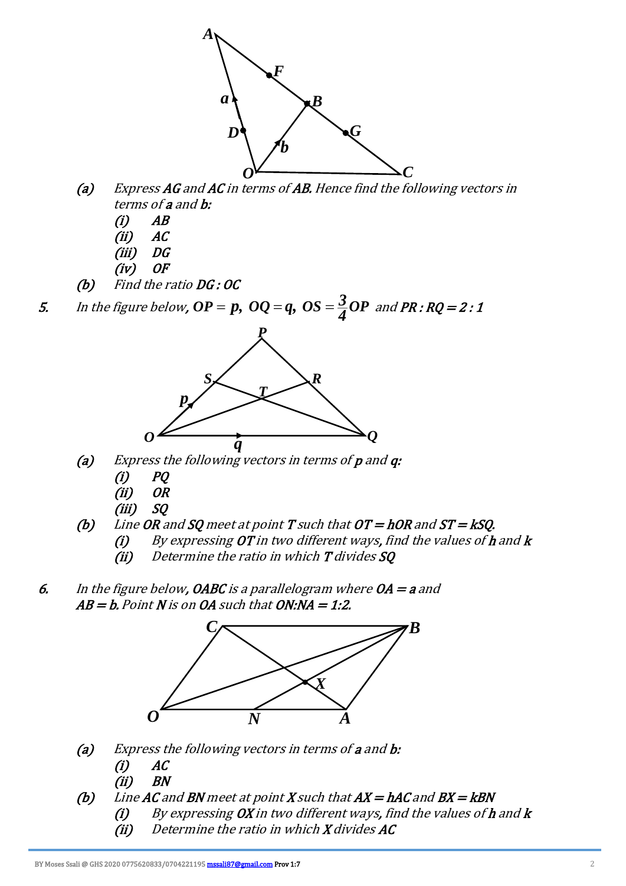(a) *Express **AG** and **AC** in terms of **AB**. Hence find the following vectors in terms of **a** and **b**:*

(i) **AB**

(ii) **AC**

(iii) **DG**

(iv) **OF**

(b) *Find the ratio **DG : OC***

5. In the figure below, $\mathbf{OP} = \mathbf{p}$, $\mathbf{OQ} = \mathbf{q}$, $\mathbf{OS} = \frac{3}{4}\mathbf{OP}$ and $PR : RQ = 2 : 1$

(a) *Express the following vectors in terms of **p** and **q**:*

(i) **PQ**

(ii) **OR**

(iii) **SQ**

(b) *Line **OR** and **SQ** meet at point **T** such that $\mathbf{OT} = h\mathbf{OR}$ and $\mathbf{ST} = k\mathbf{SQ}$.*

(i) *By expressing **OT** in two different ways, find the values of **h** and **k***

(ii) *Determine the ratio in which **T** divides **SQ***

6. In the figure below, *OABC* is a parallelogram where $\mathbf{OA} = \mathbf{a}$ and $\mathbf{AB} = \mathbf{b}$. Point *N* is on *OA* such that $ON:NA = 1:2$.

(a) *Express the following vectors in terms of **a** and **b**:*

(i) **AC**

(ii) **BN**

(b) *Line **AC** and **BN** meet at point **X** such that $\mathbf{AX} = h\mathbf{AC}$ and $\mathbf{BX} = k\mathbf{BN}$*

(i) *By expressing **OX** in two different ways, find the values of **h** and **k***

(ii) *Determine the ratio in which **X** divides **AC***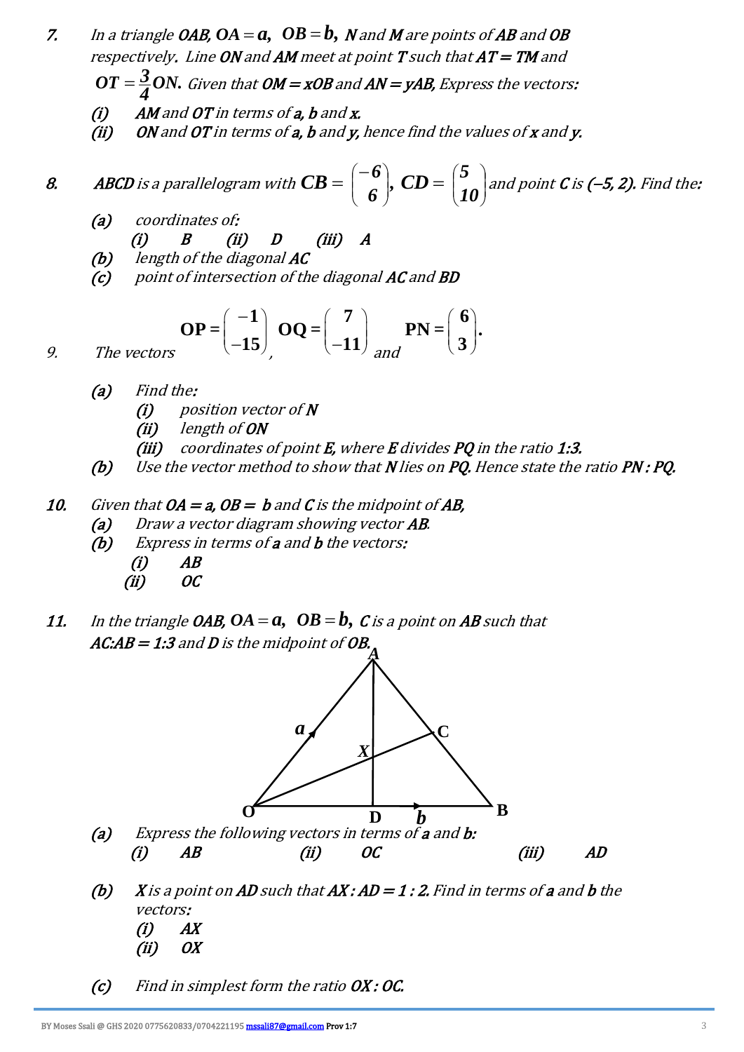7. *In a triangle **OAB**, $\mathbf{OA} = \mathbf{a}$, $\mathbf{OB} = \mathbf{b}$, **N** and **M** are points of **AB** and **OB** respectively. Line **ON** and **AM** meet at point **T** such that **AT = TM** and $\mathbf{OT} = \frac{3}{4}\mathbf{ON}$. Given that **OM = xOB** and **AN = yAB**, Express the vectors:*
   - *(i)* ***AM** and **OT** in terms of **a**, **b** and **x**.*
   - *(ii)* ***ON** and **OT** in terms of **a**, **b** and **y**, hence find the values of **x** and **y**.*

8. ***ABCD** is a parallelogram with $\mathbf{CB} = \begin{pmatrix} -6 \\ 6 \end{pmatrix}$, $\mathbf{CD} = \begin{pmatrix} 5 \\ 10 \end{pmatrix}$ and point **C** is **(–5, 2)**. Find the:*
   - *(a)* *coordinates of:*
     - *(i)* ***B***   *(ii)* ***D***   *(iii)* ***A***
   - *(b)* *length of the diagonal **AC***
   - *(c)* *point of intersection of the diagonal **AC** and **BD***

9. *The vectors* $\mathbf{OP} = \begin{pmatrix} -1 \\ -15 \end{pmatrix}$, $\mathbf{OQ} = \begin{pmatrix} 7 \\ -11 \end{pmatrix}$ *and* $\mathbf{PN} = \begin{pmatrix} 6 \\ 3 \end{pmatrix}$.
   - *(a)* *Find the:*
     - *(i)* *position vector of **N***
     - *(ii)* *length of **ON***
     - *(iii)* *coordinates of point **E**, where **E** divides **PQ** in the ratio **1:3**.*
   - *(b)* *Use the vector method to show that **N** lies on **PQ**. Hence state the ratio **PN : PQ**.*

10. *Given that **OA = a**, **OB = b** and **C** is the midpoint of **AB**,*
    - *(a)* *Draw a vector diagram showing vector **AB**.*
    - *(b)* *Express in terms of **a** and **b** the vectors:*
      - *(i)* ***AB***
      - *(ii)* ***OC***

11. *In the triangle **OAB**, $\mathbf{OA} = \mathbf{a}$, $\mathbf{OB} = \mathbf{b}$, **C** is a point on **AB** such that **AC:AB = 1:3** and **D** is the midpoint of **OB**.*
    - *(a)* *Express the following vectors in terms of **a** and **b**:*
      - *(i)* ***AB***   *(ii)* ***OC***   *(iii)* ***AD***
    - *(b)* ***X** is a point on **AD** such that **AX : AD = 1 : 2**. Find in terms of **a** and **b** the vectors:*
      - *(i)* ***AX***
      - *(ii)* ***OX***
    - *(c)* *Find in simplest form the ratio **OX : OC**.*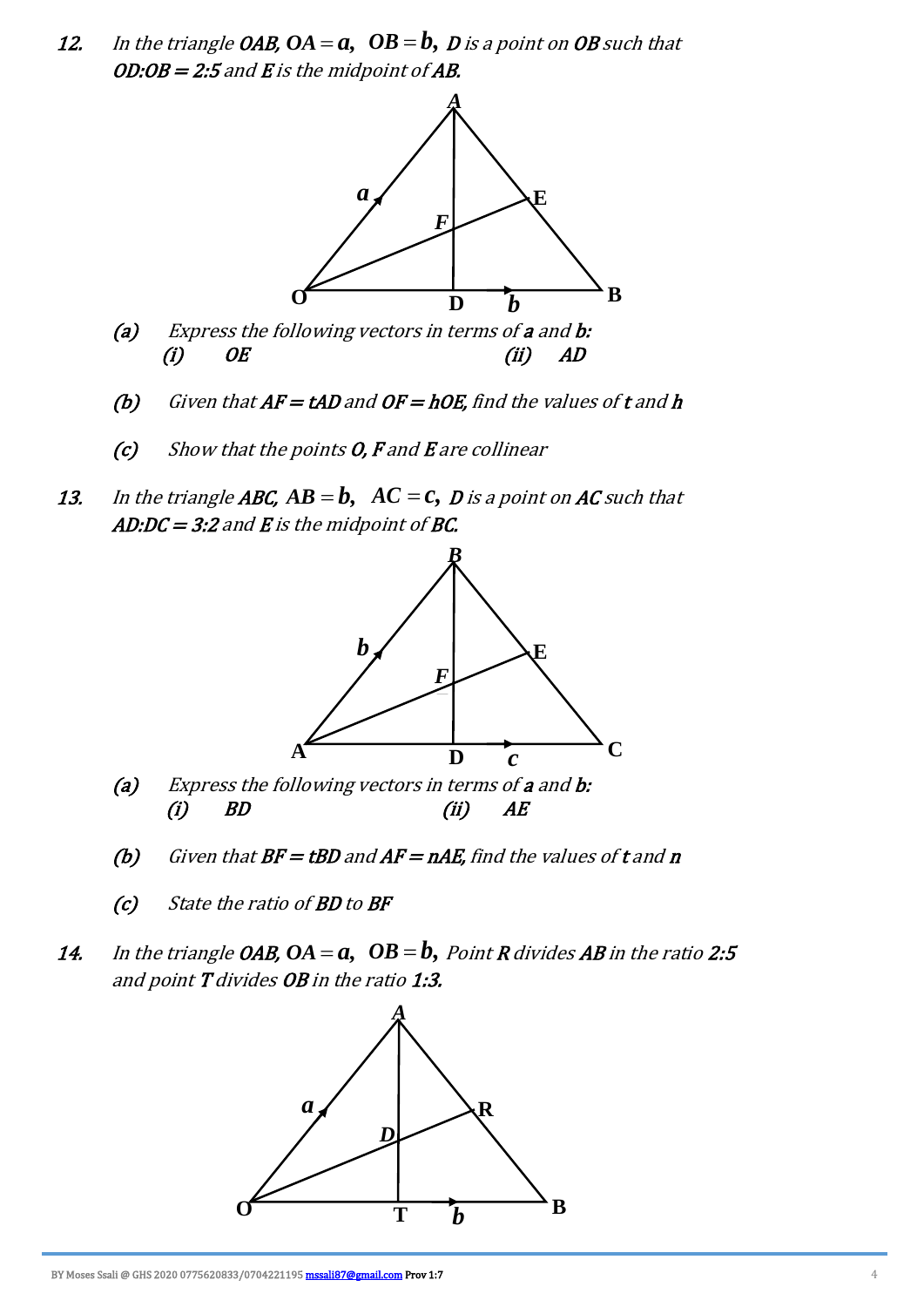12. *In the triangle **OAB**,* $\mathrm{OA} = \mathbf{a}$, $\mathrm{OB} = \mathbf{b}$, ***D** is a point on **OB** such that **OD:OB = 2:5** and **E** is the midpoint of **AB**.*

   (a) *Express the following vectors in terms of **a** and **b**:*
   (i) ***OE*** (ii) ***AD***

   (b) *Given that **AF = tAD** and **OF = hOE**, find the values of **t** and **h***

   (c) *Show that the points **O, F** and **E** are collinear*

13. *In the triangle **ABC**,* $\mathrm{AB} = \mathbf{b}$, $\mathrm{AC} = \mathbf{c}$, ***D** is a point on **AC** such that **AD:DC = 3:2** and **E** is the midpoint of **BC**.*

   (a) *Express the following vectors in terms of **a** and **b**:*
   (i) ***BD*** (ii) ***AE***

   (b) *Given that **BF = tBD** and **AF = nAE**, find the values of **t** and **n***

   (c) *State the ratio of **BD** to **BF***

14. *In the triangle **OAB**,* $\mathrm{OA} = \mathbf{a}$, $\mathrm{OB} = \mathbf{b}$, *Point **R** divides **AB** in the ratio **2:5** and point **T** divides **OB** in the ratio **1:3**.*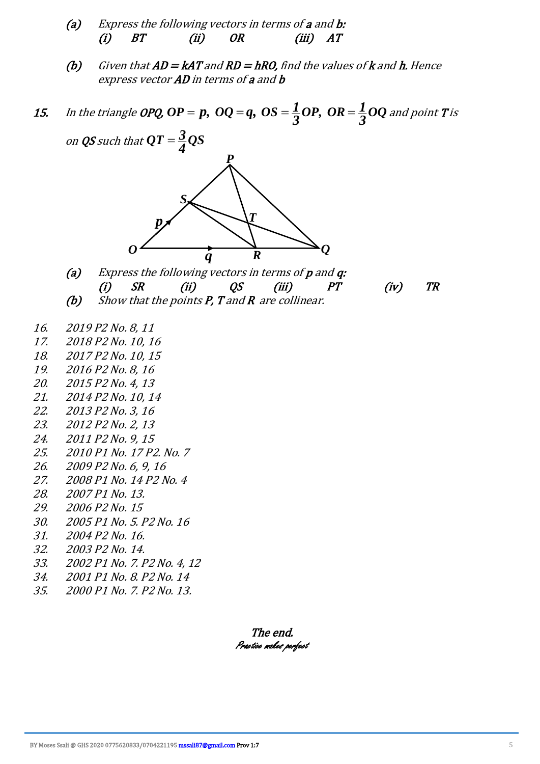(a) *Express the following vectors in terms of* **a** *and* **b**:
 (i) $BT$  (ii) $OR$  (iii) $AT$

(b) *Given that* $AD = kAT$ *and* $RD = hRO$*, find the values of* $k$ *and* $h$*. Hence express vector* $AD$ *in terms of* **a** *and* **b**

15. *In the triangle* $OPQ$, $OP = \mathbf{p}$, $OQ = \mathbf{q}$, $OS = \frac{1}{3}OP$, $OR = \frac{1}{3}OQ$ *and point* $T$ *is on* $QS$ *such that* $QT = \frac{3}{4}QS$

P
S
T
p
O
q
R
Q

(a) *Express the following vectors in terms of* **p** *and* **q**:
 (i) $SR$  (ii) $QS$  (iii) $PT$  (iv) $TR$

(b) *Show that the points* $P$, $T$ *and* $R$ *are collinear.*

16. 2019 P2 No. 8, 11
17. 2018 P2 No. 10, 16
18. 2017 P2 No. 10, 15
19. 2016 P2 No. 8, 16
20. 2015 P2 No. 4, 13
21. 2014 P2 No. 10, 14
22. 2013 P2 No. 3, 16
23. 2012 P2 No. 2, 13
24. 2011 P2 No. 9, 15
25. 2010 P1 No. 17 P2. No. 7
26. 2009 P2 No. 6, 9, 16
27. 2008 P1 No. 14 P2 No. 4
28. 2007 P1 No. 13.
29. 2006 P2 No. 15
30. 2005 P1 No. 5. P2 No. 16
31. 2004 P2 No. 16.
32. 2003 P2 No. 14.
33. 2002 P1 No. 7. P2 No. 4, 12
34. 2001 P1 No. 8. P2 No. 14
35. 2000 P1 No. 7. P2 No. 13.

**The end.**

*Practice makes perfect*